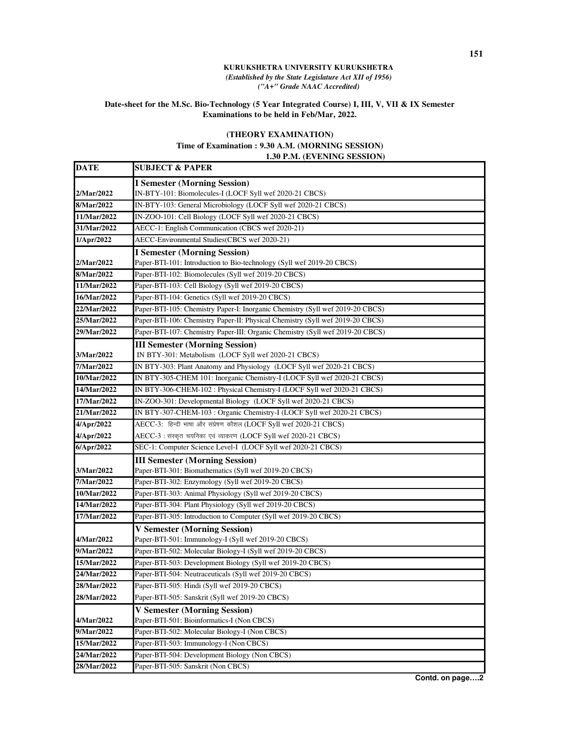**KURUKSHETRA UNIVERSITY KURUKSHETRA**
*(Established by the State Legislature Act XII of 1956)*
*("A+" Grade NAAC Accredited)*

**Date-sheet for the M.Sc. Bio-Technology (5 Year Integrated Course) I, III, V, VII & IX Semester Examinations to be held in Feb/Mar, 2022.**

**(THEORY EXAMINATION)**
**Time of Examination : 9.30 A.M. (MORNING SESSION)**
**1.30 P.M. (EVENING SESSION)**

| DATE | SUBJECT & PAPER |
|---|---|
| | **I Semester (Morning Session)** |
| 2/Mar/2022 | IN-BTY-101: Biomolecules-I (LOCF Syll wef 2020-21 CBCS) |
| 8/Mar/2022 | IN-BTY-103: General Microbiology (LOCF Syll wef 2020-21 CBCS) |
| 11/Mar/2022 | IN-ZOO-101: Cell Biology (LOCF Syll wef 2020-21 CBCS) |
| 31/Mar/2022 | AECC-1: English Communication (CBCS wef 2020-21) |
| 1/Apr/2022 | AECC-Environmental Studies(CBCS wef 2020-21) |
| | **I Semester (Morning Session)** |
| 2/Mar/2022 | Paper-BTI-101: Introduction to Bio-technology (Syll wef 2019-20 CBCS) |
| 8/Mar/2022 | Paper-BTI-102: Biomolecules (Syll wef 2019-20 CBCS) |
| 11/Mar/2022 | Paper-BTI-103: Cell Biology (Syll wef 2019-20 CBCS) |
| 16/Mar/2022 | Paper-BTI-104: Genetics (Syll wef 2019-20 CBCS) |
| 22/Mar/2022 | Paper-BTI-105: Chemistry Paper-I: Inorganic Chemistry (Syll wef 2019-20 CBCS) |
| 25/Mar/2022 | Paper-BTI-106: Chemistry Paper-II: Physical Chemistry (Syll wef 2019-20 CBCS) |
| 29/Mar/2022 | Paper-BTI-107: Chemistry Paper-III: Organic Chemistry-I (Syll wef 2019-20 CBCS) |
| | **III Semester (Morning Session)** |
| 3/Mar/2022 | IN BTY-301: Metabolism (LOCF Syll wef 2020-21 CBCS) |
| 7/Mar/2022 | IN BTY-303: Plant Anatomy and Physiology (LOCF Syll wef 2020-21 CBCS) |
| 10/Mar/2022 | IN BTY-305-CHEM 101: Inorganic Chemistry-I (LOCF Syll wef 2020-21 CBCS) |
| 14/Mar/2022 | IN BTY-306-CHEM-102 : Physical Chemistry-I (LOCF Syll wef 2020-21 CBCS) |
| 17/Mar/2022 | IN-ZOO-301: Developmental Biology (LOCF Syll wef 2020-21 CBCS) |
| 21/Mar/2022 | IN BTY-307-CHEM-103 : Organic Chemistry-I (LOCF Syll wef 2020-21 CBCS) |
| 4/Apr/2022 | AECC-3: हिन्दी भाषा और संप्रेषण कौशल (LOCF Syll wef 2020-21 CBCS) |
| 4/Apr/2022 | AECC-3 : संस्कृत चयनिका एवं व्याकरण (LOCF Syll wef 2020-21 CBCS) |
| 6/Apr/2022 | SEC-1: Computer Science Level-I (LOCF Syll wef 2020-21 CBCS) |
| | **III Semester (Morning Session)** |
| 3/Mar/2022 | Paper-BTI-301: Biomathematics (Syll wef 2019-20 CBCS) |
| 7/Mar/2022 | Paper-BTI-302: Enzymology (Syll wef 2019-20 CBCS) |
| 10/Mar/2022 | Paper-BTI-303: Animal Physiology (Syll wef 2019-20 CBCS) |
| 14/Mar/2022 | Paper-BTI-304: Plant Physiology (Syll wef 2019-20 CBCS) |
| 17/Mar/2022 | Paper-BTI-305: Introduction to Computer (Syll wef 2019-20 CBCS) |
| | **V Semester (Morning Session)** |
| 4/Mar/2022 | Paper-BTI-501: Immunology-I (Syll wef 2019-20 CBCS) |
| 9/Mar/2022 | Paper-BTI-502: Molecular Biology-I (Syll wef 2019-20 CBCS) |
| 15/Mar/2022 | Paper-BTI-503: Development Biology (Syll wef 2019-20 CBCS) |
| 24/Mar/2022 | Paper-BTI-504: Neutraceuticals (Syll wef 2019-20 CBCS) |
| 28/Mar/2022 | Paper-BTI-505: Hindi (Syll wef 2019-20 CBCS) |
| 28/Mar/2022 | Paper-BTI-505: Sanskrit (Syll wef 2019-20 CBCS) |
| | **V Semester (Morning Session)** |
| 4/Mar/2022 | Paper-BTI-501: Bioinformatics-I (Non CBCS) |
| 9/Mar/2022 | Paper-BTI-502: Molecular Biology-I (Non CBCS) |
| 15/Mar/2022 | Paper-BTI-503: Immunology-I (Non CBCS) |
| 24/Mar/2022 | Paper-BTI-504: Development Biology (Non CBCS) |
| 28/Mar/2022 | Paper-BTI-505: Sanskrit (Non CBCS) |

**Contd. on page….2**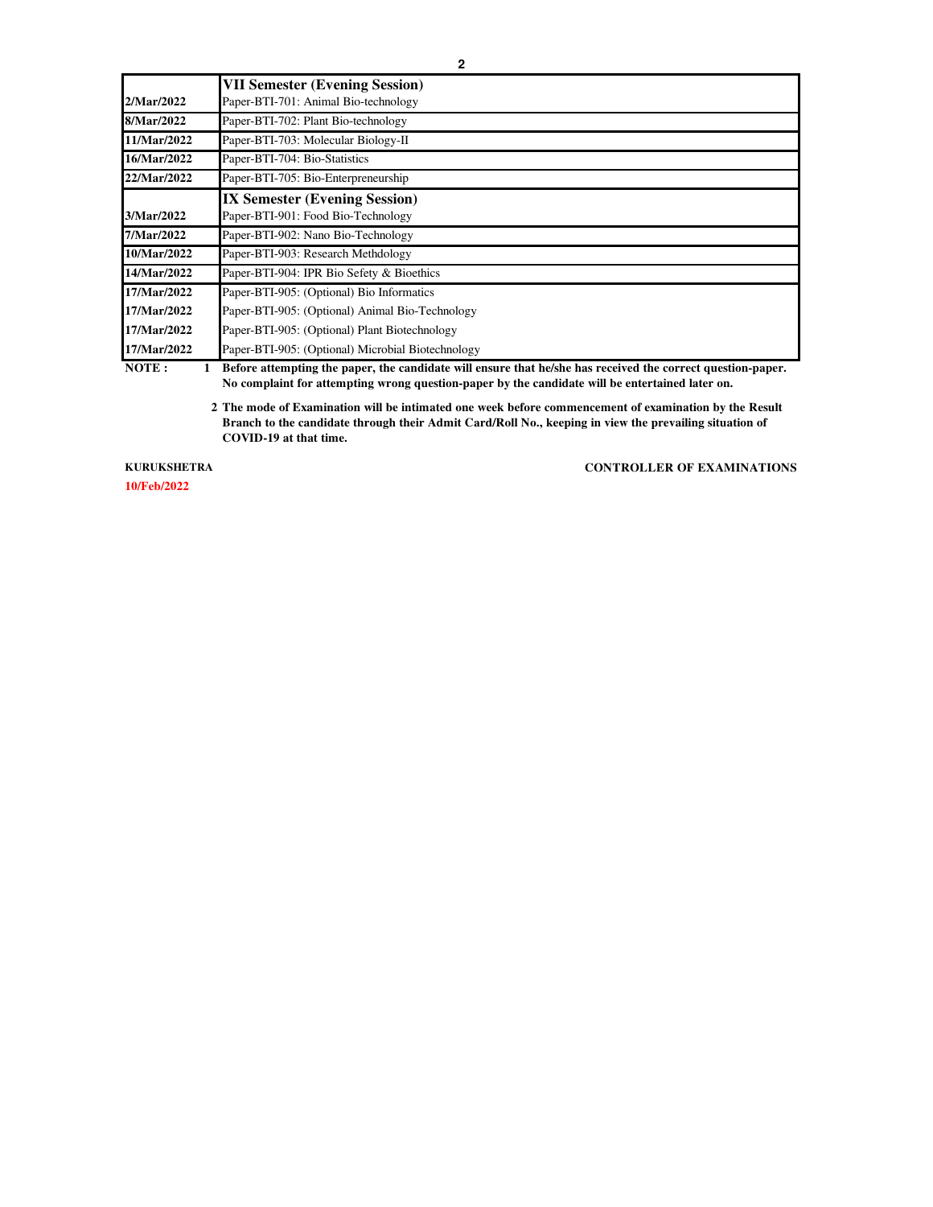| | |
|---|---|
| | **VII Semester (Evening Session)** |
| **2/Mar/2022** | Paper-BTI-701: Animal Bio-technology |
| **8/Mar/2022** | Paper-BTI-702: Plant Bio-technology |
| **11/Mar/2022** | Paper-BTI-703: Molecular Biology-II |
| **16/Mar/2022** | Paper-BTI-704: Bio-Statistics |
| **22/Mar/2022** | Paper-BTI-705: Bio-Enterpreneurship |
| | **IX Semester (Evening Session)** |
| **3/Mar/2022** | Paper-BTI-901: Food Bio-Technology |
| **7/Mar/2022** | Paper-BTI-902: Nano Bio-Technology |
| **10/Mar/2022** | Paper-BTI-903: Research Methdology |
| **14/Mar/2022** | Paper-BTI-904: IPR Bio Sefety & Bioethics |
| **17/Mar/2022** | Paper-BTI-905: (Optional) Bio Informatics |
| **17/Mar/2022** | Paper-BTI-905: (Optional) Animal Bio-Technology |
| **17/Mar/2022** | Paper-BTI-905: (Optional) Plant Biotechnology |
| **17/Mar/2022** | Paper-BTI-905: (Optional) Microbial Biotechnology |

**NOTE :**

1. **Before attempting the paper, the candidate will ensure that he/she has received the correct question-paper. No complaint for attempting wrong question-paper by the candidate will be entertained later on.**
2. **The mode of Examination will be intimated one week before commencement of examination by the Result Branch to the candidate through their Admit Card/Roll No., keeping in view the prevailing situation of COVID-19 at that time.**

**KURUKSHETRA**

**10/Feb/2022**

**CONTROLLER OF EXAMINATIONS**